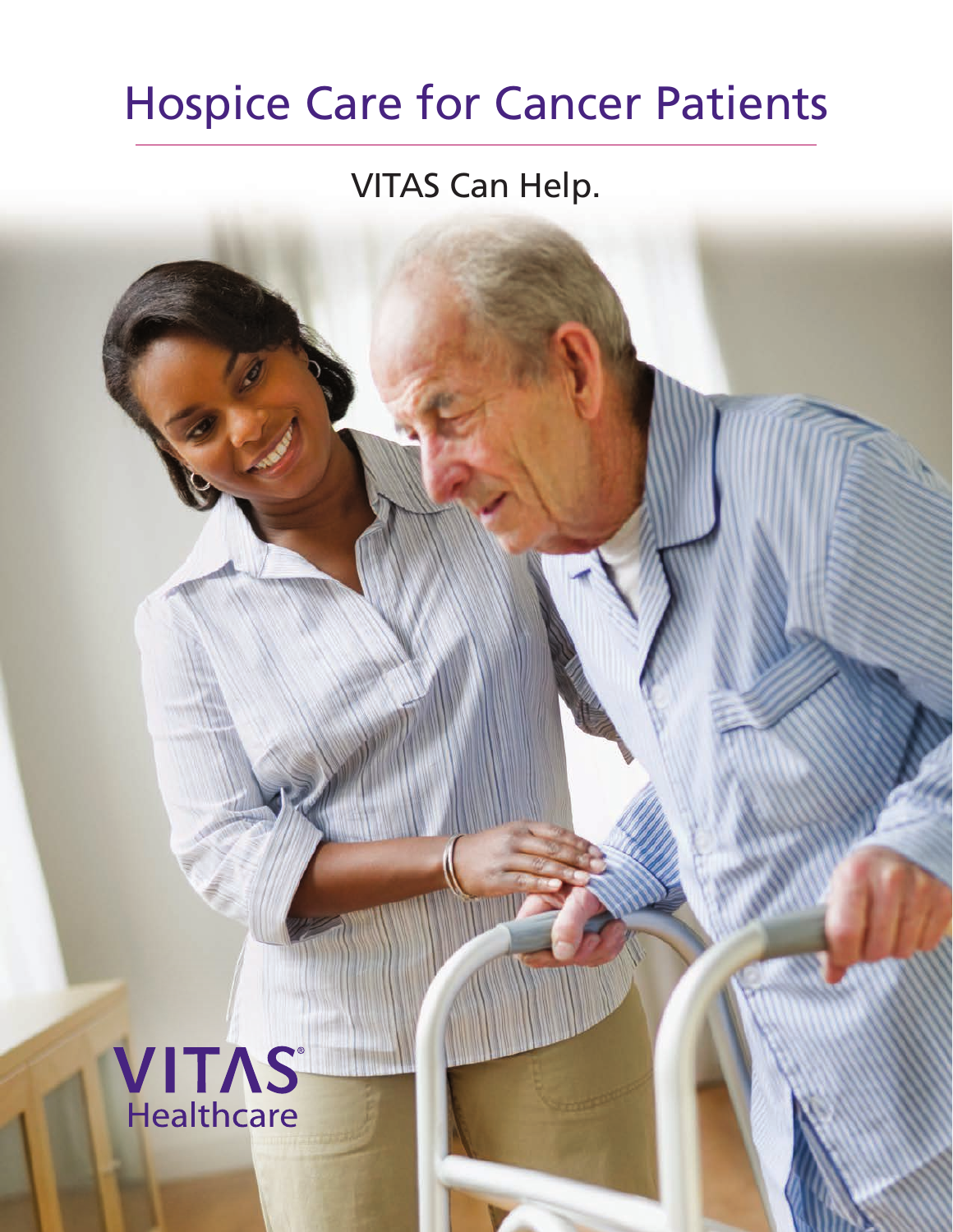# Hospice Care for Cancer Patients

## VITAS Can Help.

VITAS® Healthcare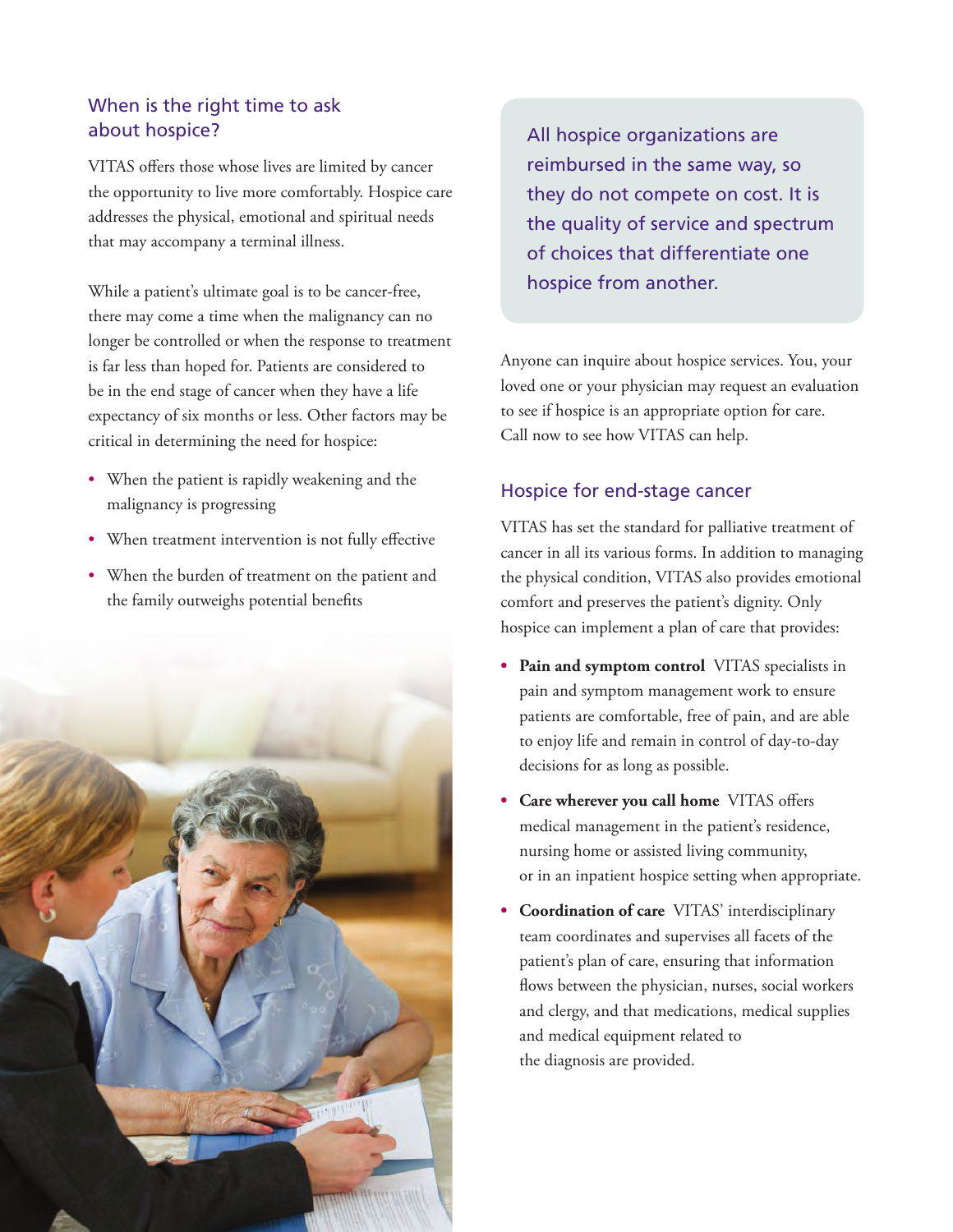## When is the right time to ask about hospice?

VITAS offers those whose lives are limited by cancer the opportunity to live more comfortably. Hospice care addresses the physical, emotional and spiritual needs that may accompany a terminal illness.

While a patient's ultimate goal is to be cancer-free, there may come a time when the malignancy can no longer be controlled or when the response to treatment is far less than hoped for. Patients are considered to be in the end stage of cancer when they have a life expectancy of six months or less. Other factors may be critical in determining the need for hospice:

- When the patient is rapidly weakening and the malignancy is progressing
- When treatment intervention is not fully effective
- When the burden of treatment on the patient and the family outweighs potential benefits

All hospice organizations are reimbursed in the same way, so they do not compete on cost. It is the quality of service and spectrum of choices that differentiate one hospice from another.

Anyone can inquire about hospice services. You, your loved one or your physician may request an evaluation to see if hospice is an appropriate option for care. Call now to see how VITAS can help.

## Hospice for end-stage cancer

VITAS has set the standard for palliative treatment of cancer in all its various forms. In addition to managing the physical condition, VITAS also provides emotional comfort and preserves the patient's dignity. Only hospice can implement a plan of care that provides:

- **Pain and symptom control** VITAS specialists in pain and symptom management work to ensure patients are comfortable, free of pain, and are able to enjoy life and remain in control of day-to-day decisions for as long as possible.
- **Care wherever you call home** VITAS offers medical management in the patient's residence, nursing home or assisted living community, or in an inpatient hospice setting when appropriate.
- **Coordination of care** VITAS' interdisciplinary team coordinates and supervises all facets of the patient's plan of care, ensuring that information flows between the physician, nurses, social workers and clergy, and that medications, medical supplies and medical equipment related to the diagnosis are provided.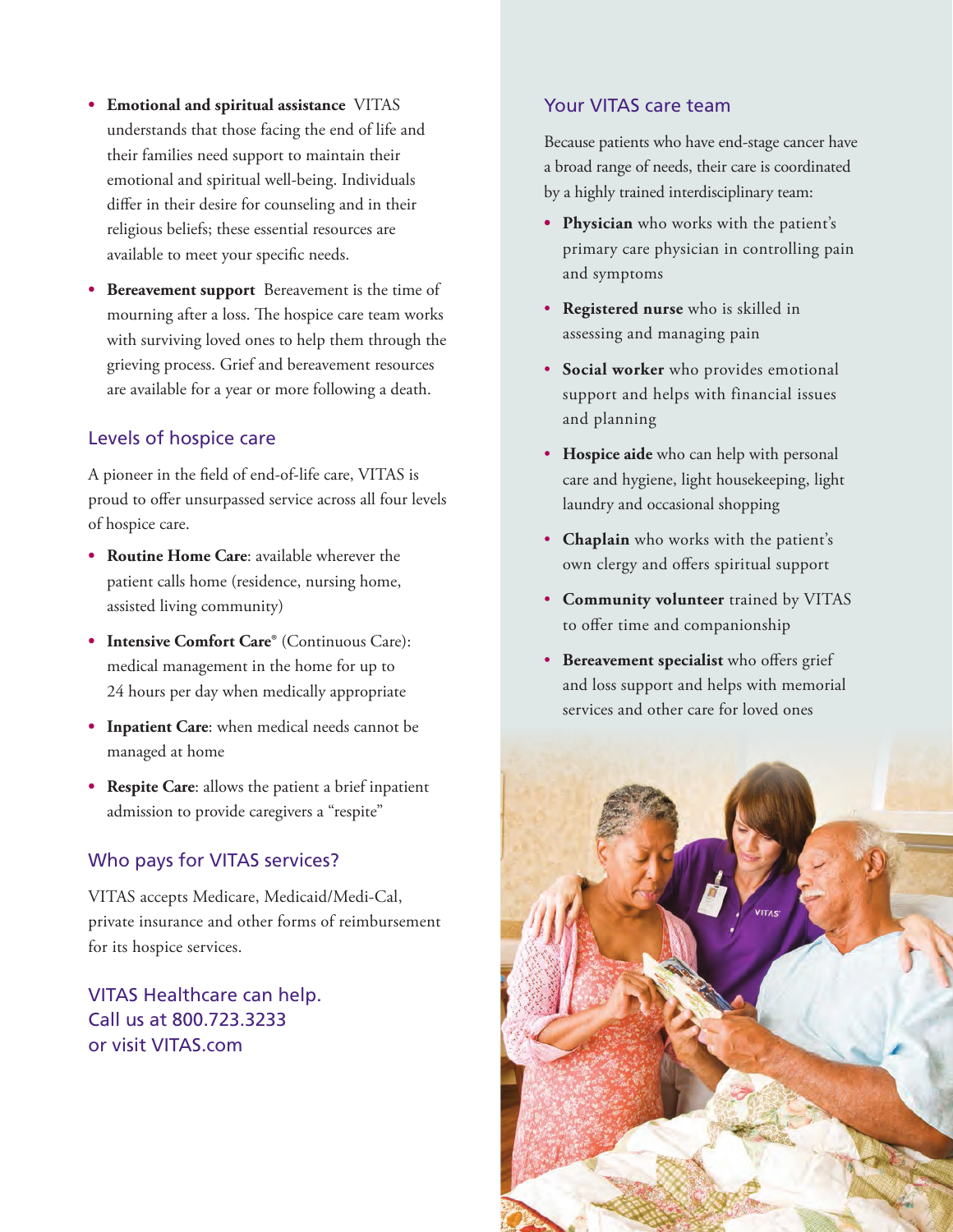- **Emotional and spiritual assistance** VITAS understands that those facing the end of life and their families need support to maintain their emotional and spiritual well-being. Individuals differ in their desire for counseling and in their religious beliefs; these essential resources are available to meet your specific needs.
- **Bereavement support** Bereavement is the time of mourning after a loss. The hospice care team works with surviving loved ones to help them through the grieving process. Grief and bereavement resources are available for a year or more following a death.

## Levels of hospice care

A pioneer in the field of end-of-life care, VITAS is proud to offer unsurpassed service across all four levels of hospice care.

- **Routine Home Care**: available wherever the patient calls home (residence, nursing home, assisted living community)
- **Intensive Comfort Care®** (Continuous Care): medical management in the home for up to 24 hours per day when medically appropriate
- **Inpatient Care**: when medical needs cannot be managed at home
- **Respite Care**: allows the patient a brief inpatient admission to provide caregivers a "respite"

## Who pays for VITAS services?

VITAS accepts Medicare, Medicaid/Medi-Cal, private insurance and other forms of reimbursement for its hospice services.

VITAS Healthcare can help.
Call us at 800.723.3233
or visit VITAS.com

## Your VITAS care team

Because patients who have end-stage cancer have a broad range of needs, their care is coordinated by a highly trained interdisciplinary team:

- **Physician** who works with the patient's primary care physician in controlling pain and symptoms
- **Registered nurse** who is skilled in assessing and managing pain
- **Social worker** who provides emotional support and helps with financial issues and planning
- **Hospice aide** who can help with personal care and hygiene, light housekeeping, light laundry and occasional shopping
- **Chaplain** who works with the patient's own clergy and offers spiritual support
- **Community volunteer** trained by VITAS to offer time and companionship
- **Bereavement specialist** who offers grief and loss support and helps with memorial services and other care for loved ones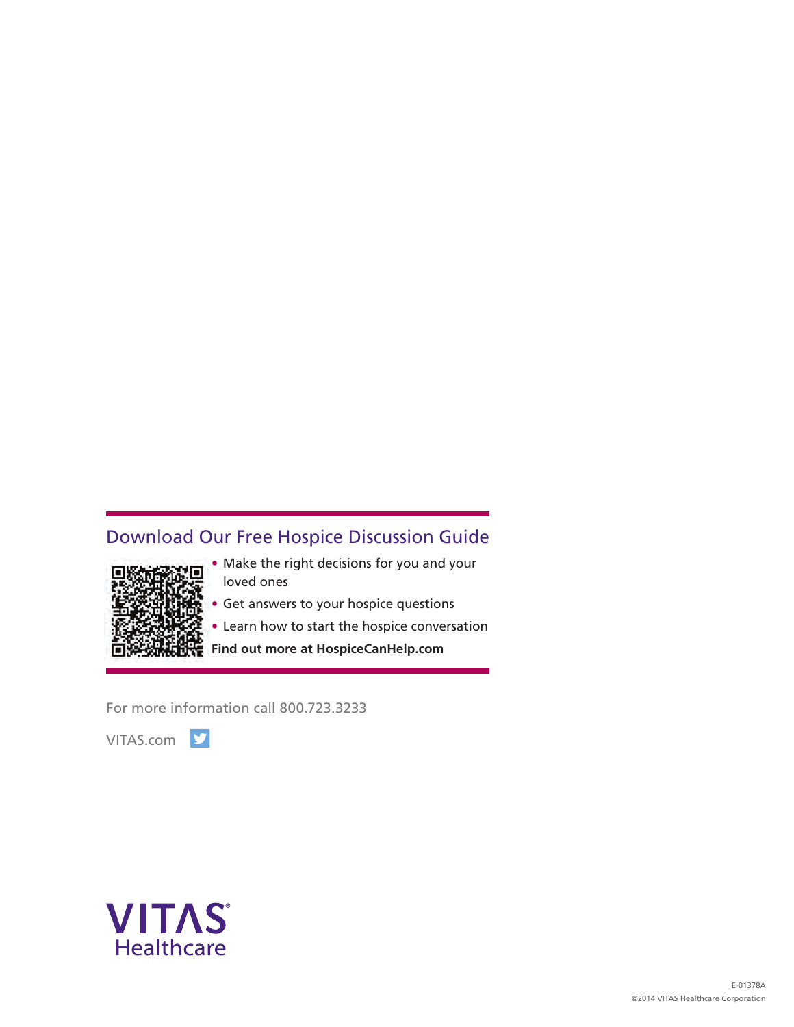## Download Our Free Hospice Discussion Guide

- Make the right decisions for you and your loved ones
- Get answers to your hospice questions
- Learn how to start the hospice conversation

**Find out more at HospiceCanHelp.com**

For more information call 800.723.3233

VITAS.com

VITAS® Healthcare

E-01378A
©2014 VITAS Healthcare Corporation